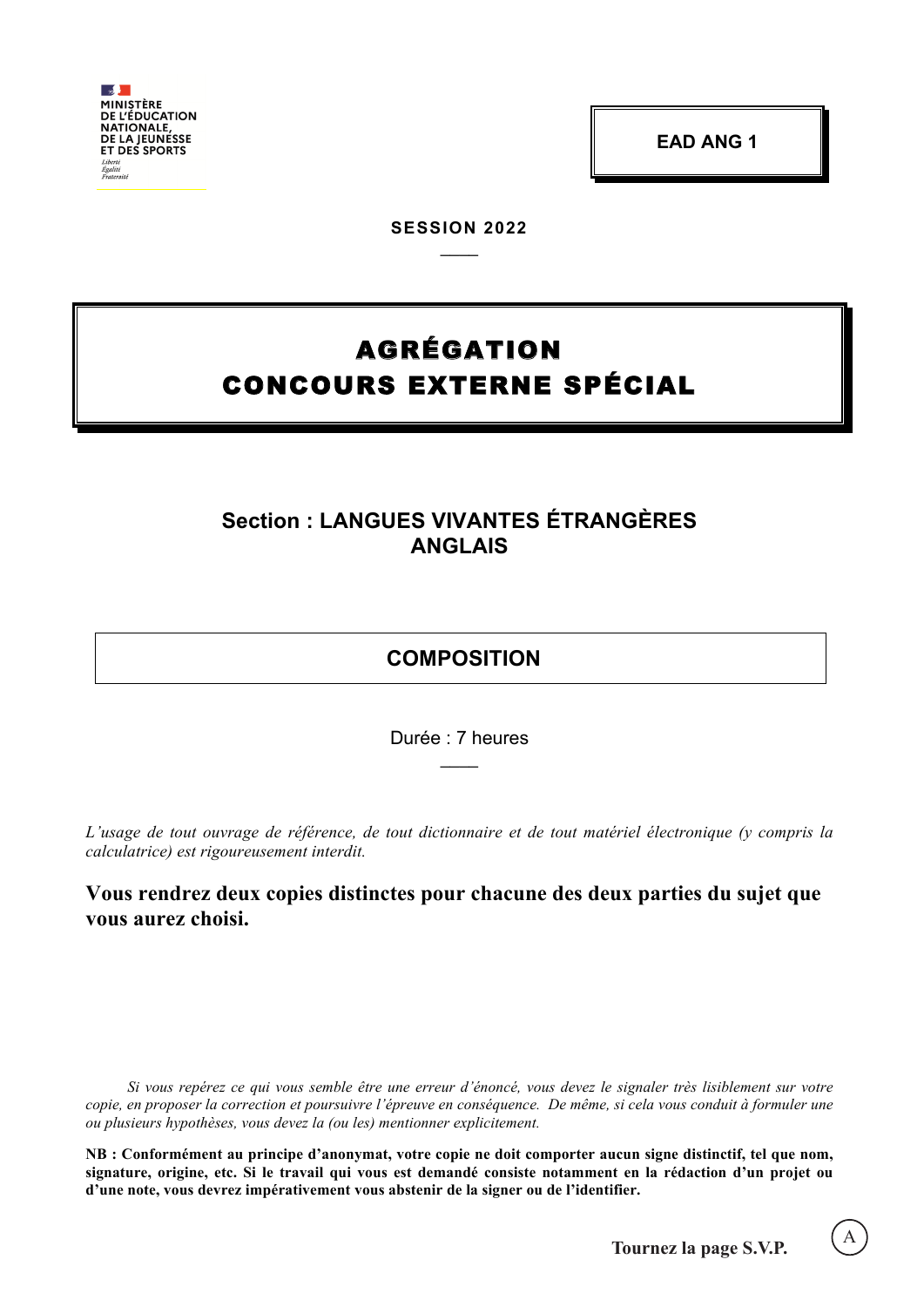MINISTÈRE
DE L'ÉDUCATION
NATIONALE,
DE LA JEUNESSE
ET DES SPORTS
*Liberté*
*Égalité*
*Fraternité*

**EAD ANG 1**

**SESSION 2022**

# AGRÉGATION
# CONCOURS EXTERNE SPÉCIAL

## Section : LANGUES VIVANTES ÉTRANGÈRES ANGLAIS

## COMPOSITION

Durée : 7 heures

*L'usage de tout ouvrage de référence, de tout dictionnaire et de tout matériel électronique (y compris la calculatrice) est rigoureusement interdit.*

**Vous rendrez deux copies distinctes pour chacune des deux parties du sujet que vous aurez choisi.**

*Si vous repérez ce qui vous semble être une erreur d'énoncé, vous devez le signaler très lisiblement sur votre copie, en proposer la correction et poursuivre l'épreuve en conséquence. De même, si cela vous conduit à formuler une ou plusieurs hypothèses, vous devez la (ou les) mentionner explicitement.*

**NB : Conformément au principe d'anonymat, votre copie ne doit comporter aucun signe distinctif, tel que nom, signature, origine, etc. Si le travail qui vous est demandé consiste notamment en la rédaction d'un projet ou d'une note, vous devrez impérativement vous abstenir de la signer ou de l'identifier.**

**Tournez la page S.V.P.**

A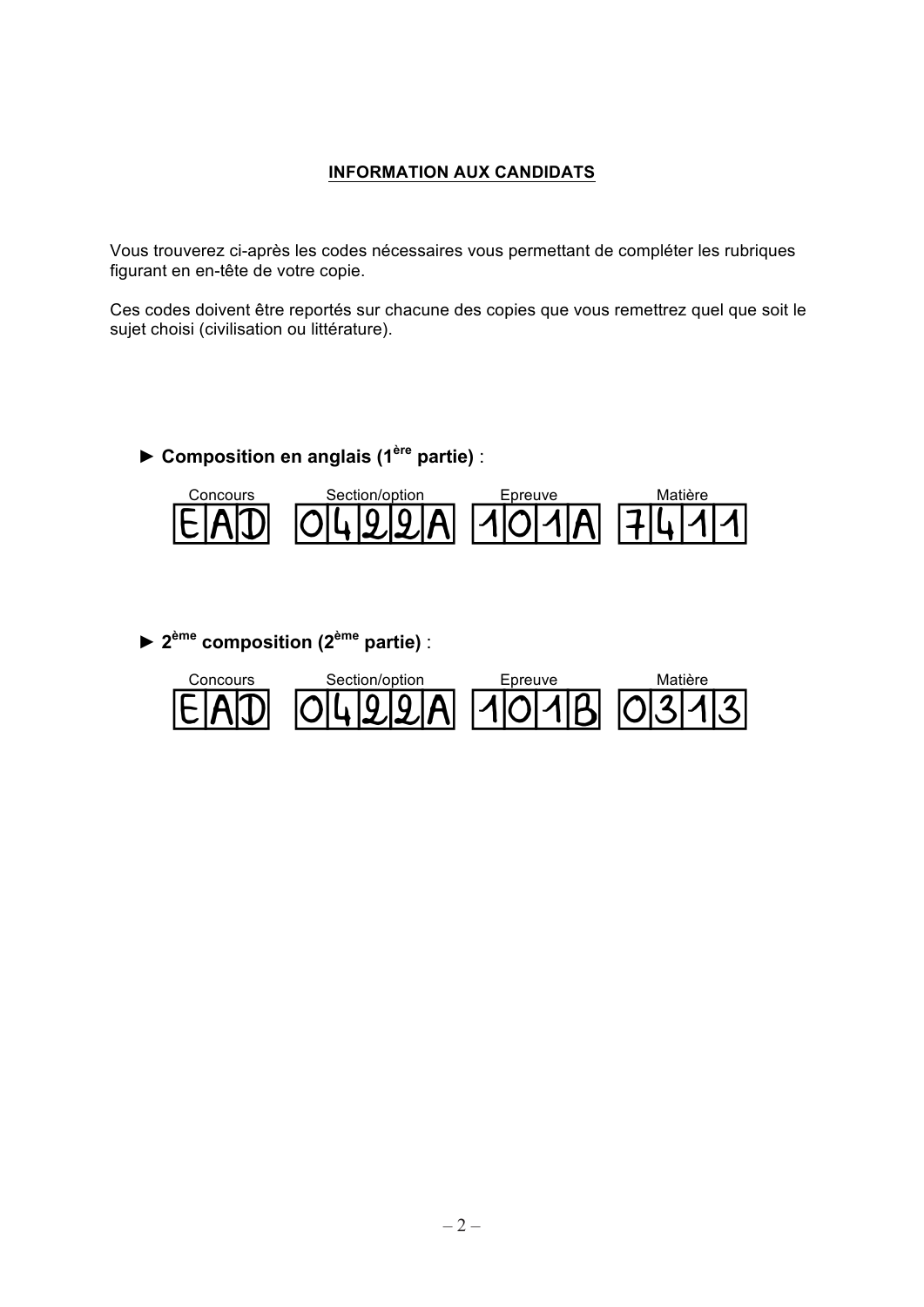## INFORMATION AUX CANDIDATS

Vous trouverez ci-après les codes nécessaires vous permettant de compléter les rubriques figurant en en-tête de votre copie.

Ces codes doivent être reportés sur chacune des copies que vous remettrez quel que soit le sujet choisi (civilisation ou littérature).

► **Composition en anglais (1ère partie)** :

| Concours | Section/option | Epreuve | Matière |
| --- | --- | --- | --- |
| EAD | 0422A | 101A | 7411 |

► **2ème composition (2ème partie)** :

| Concours | Section/option | Epreuve | Matière |
| --- | --- | --- | --- |
| EAD | 0422A | 101B | 0313 |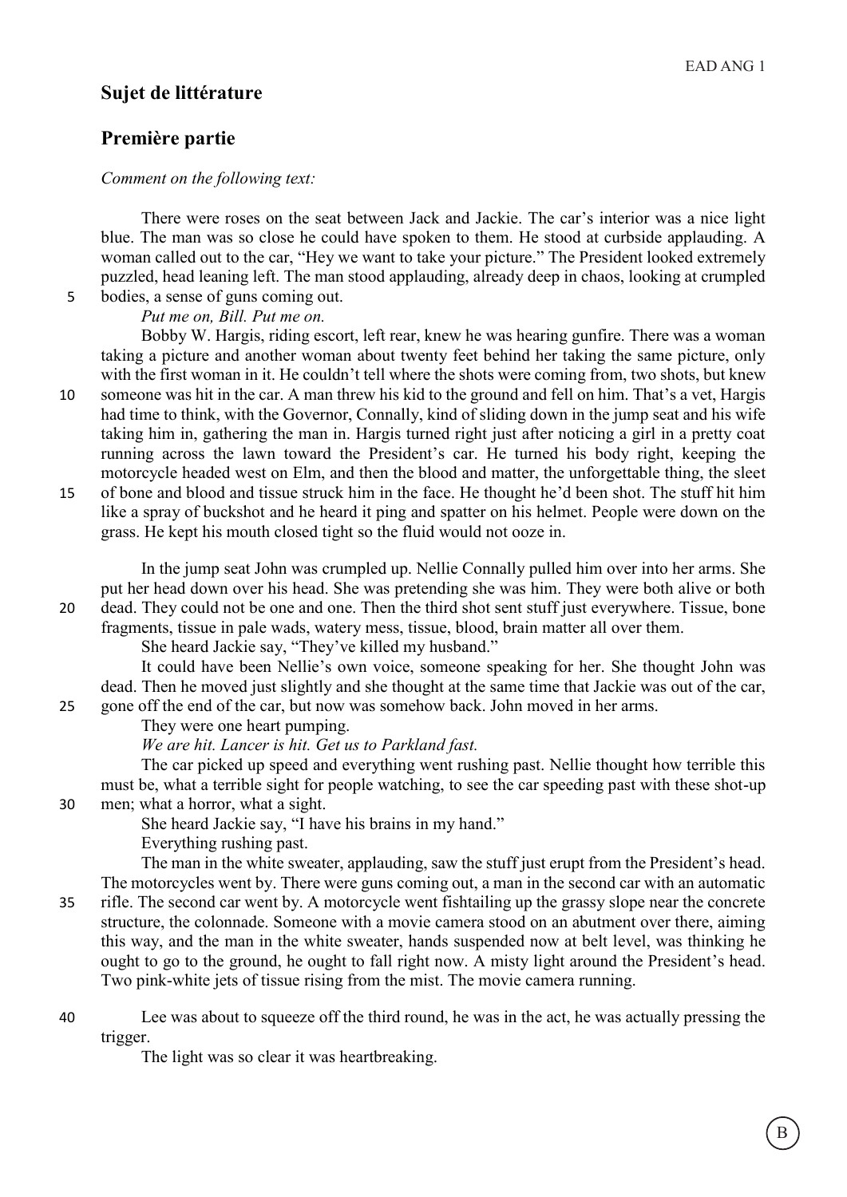## Sujet de littérature

## Première partie

*Comment on the following text:*

There were roses on the seat between Jack and Jackie. The car's interior was a nice light blue. The man was so close he could have spoken to them. He stood at curbside applauding. A woman called out to the car, "Hey we want to take your picture." The President looked extremely puzzled, head leaning left. The man stood applauding, already deep in chaos, looking at crumpled bodies, a sense of guns coming out.

*Put me on, Bill. Put me on.*

Bobby W. Hargis, riding escort, left rear, knew he was hearing gunfire. There was a woman taking a picture and another woman about twenty feet behind her taking the same picture, only with the first woman in it. He couldn't tell where the shots were coming from, two shots, but knew someone was hit in the car. A man threw his kid to the ground and fell on him. That's a vet, Hargis had time to think, with the Governor, Connally, kind of sliding down in the jump seat and his wife taking him in, gathering the man in. Hargis turned right just after noticing a girl in a pretty coat running across the lawn toward the President's car. He turned his body right, keeping the motorcycle headed west on Elm, and then the blood and matter, the unforgettable thing, the sleet of bone and blood and tissue struck him in the face. He thought he'd been shot. The stuff hit him like a spray of buckshot and he heard it ping and spatter on his helmet. People were down on the grass. He kept his mouth closed tight so the fluid would not ooze in.

In the jump seat John was crumpled up. Nellie Connally pulled him over into her arms. She put her head down over his head. She was pretending she was him. They were both alive or both dead. They could not be one and one. Then the third shot sent stuff just everywhere. Tissue, bone fragments, tissue in pale wads, watery mess, tissue, blood, brain matter all over them.

She heard Jackie say, "They've killed my husband."

It could have been Nellie's own voice, someone speaking for her. She thought John was dead. Then he moved just slightly and she thought at the same time that Jackie was out of the car, gone off the end of the car, but now was somehow back. John moved in her arms.

They were one heart pumping.

*We are hit. Lancer is hit. Get us to Parkland fast.*

The car picked up speed and everything went rushing past. Nellie thought how terrible this must be, what a terrible sight for people watching, to see the car speeding past with these shot-up men; what a horror, what a sight.

She heard Jackie say, "I have his brains in my hand."

Everything rushing past.

The man in the white sweater, applauding, saw the stuff just erupt from the President's head. The motorcycles went by. There were guns coming out, a man in the second car with an automatic rifle. The second car went by. A motorcycle went fishtailing up the grassy slope near the concrete structure, the colonnade. Someone with a movie camera stood on an abutment over there, aiming this way, and the man in the white sweater, hands suspended now at belt level, was thinking he ought to go to the ground, he ought to fall right now. A misty light around the President's head. Two pink-white jets of tissue rising from the mist. The movie camera running.

Lee was about to squeeze off the third round, he was in the act, he was actually pressing the trigger.

The light was so clear it was heartbreaking.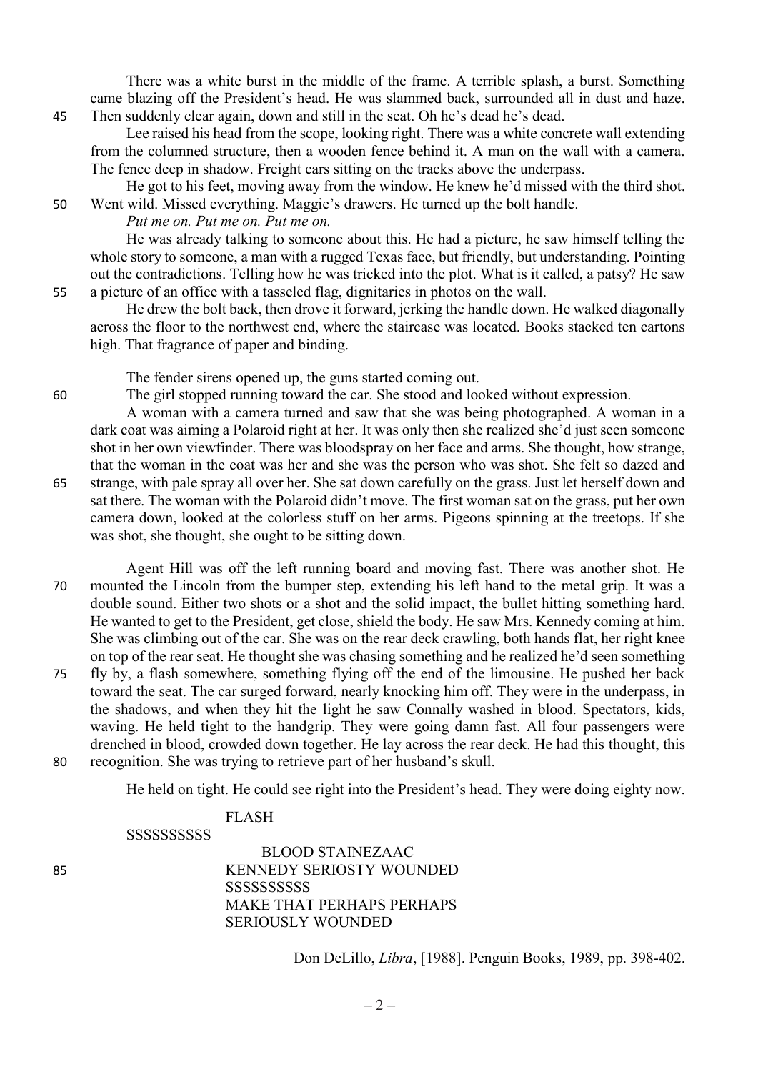There was a white burst in the middle of the frame. A terrible splash, a burst. Something came blazing off the President's head. He was slammed back, surrounded all in dust and haze. Then suddenly clear again, down and still in the seat. Oh he's dead he's dead.

Lee raised his head from the scope, looking right. There was a white concrete wall extending from the columned structure, then a wooden fence behind it. A man on the wall with a camera. The fence deep in shadow. Freight cars sitting on the tracks above the underpass.

He got to his feet, moving away from the window. He knew he'd missed with the third shot. Went wild. Missed everything. Maggie's drawers. He turned up the bolt handle.

*Put me on. Put me on. Put me on.*

He was already talking to someone about this. He had a picture, he saw himself telling the whole story to someone, a man with a rugged Texas face, but friendly, but understanding. Pointing out the contradictions. Telling how he was tricked into the plot. What is it called, a patsy? He saw a picture of an office with a tasseled flag, dignitaries in photos on the wall.

He drew the bolt back, then drove it forward, jerking the handle down. He walked diagonally across the floor to the northwest end, where the staircase was located. Books stacked ten cartons high. That fragrance of paper and binding.

The fender sirens opened up, the guns started coming out.

The girl stopped running toward the car. She stood and looked without expression.

A woman with a camera turned and saw that she was being photographed. A woman in a dark coat was aiming a Polaroid right at her. It was only then she realized she'd just seen someone shot in her own viewfinder. There was bloodspray on her face and arms. She thought, how strange, that the woman in the coat was her and she was the person who was shot. She felt so dazed and strange, with pale spray all over her. She sat down carefully on the grass. Just let herself down and sat there. The woman with the Polaroid didn't move. The first woman sat on the grass, put her own camera down, looked at the colorless stuff on her arms. Pigeons spinning at the treetops. If she was shot, she thought, she ought to be sitting down.

Agent Hill was off the left running board and moving fast. There was another shot. He mounted the Lincoln from the bumper step, extending his left hand to the metal grip. It was a double sound. Either two shots or a shot and the solid impact, the bullet hitting something hard. He wanted to get to the President, get close, shield the body. He saw Mrs. Kennedy coming at him. She was climbing out of the car. She was on the rear deck crawling, both hands flat, her right knee on top of the rear seat. He thought she was chasing something and he realized he'd seen something fly by, a flash somewhere, something flying off the end of the limousine. He pushed her back toward the seat. The car surged forward, nearly knocking him off. They were in the underpass, in the shadows, and when they hit the light he saw Connally washed in blood. Spectators, kids, waving. He held tight to the handgrip. They were going damn fast. All four passengers were drenched in blood, crowded down together. He lay across the rear deck. He had this thought, this recognition. She was trying to retrieve part of her husband's skull.

He held on tight. He could see right into the President's head. They were doing eighty now.

FLASH

SSSSSSSSSS

BLOOD STAINEZAAC
KENNEDY SERIOSTY WOUNDED
SSSSSSSSSS
MAKE THAT PERHAPS PERHAPS
SERIOUSLY WOUNDED

Don DeLillo, *Libra*, [1988]. Penguin Books, 1989, pp. 398-402.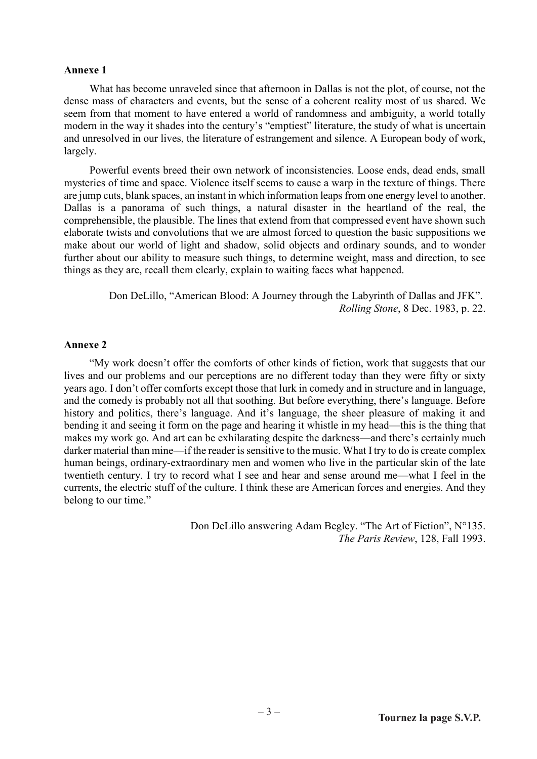**Annexe 1**

What has become unraveled since that afternoon in Dallas is not the plot, of course, not the dense mass of characters and events, but the sense of a coherent reality most of us shared. We seem from that moment to have entered a world of randomness and ambiguity, a world totally modern in the way it shades into the century's "emptiest" literature, the study of what is uncertain and unresolved in our lives, the literature of estrangement and silence. A European body of work, largely.

Powerful events breed their own network of inconsistencies. Loose ends, dead ends, small mysteries of time and space. Violence itself seems to cause a warp in the texture of things. There are jump cuts, blank spaces, an instant in which information leaps from one energy level to another. Dallas is a panorama of such things, a natural disaster in the heartland of the real, the comprehensible, the plausible. The lines that extend from that compressed event have shown such elaborate twists and convolutions that we are almost forced to question the basic suppositions we make about our world of light and shadow, solid objects and ordinary sounds, and to wonder further about our ability to measure such things, to determine weight, mass and direction, to see things as they are, recall them clearly, explain to waiting faces what happened.

Don DeLillo, "American Blood: A Journey through the Labyrinth of Dallas and JFK". *Rolling Stone*, 8 Dec. 1983, p. 22.

**Annexe 2**

"My work doesn't offer the comforts of other kinds of fiction, work that suggests that our lives and our problems and our perceptions are no different today than they were fifty or sixty years ago. I don't offer comforts except those that lurk in comedy and in structure and in language, and the comedy is probably not all that soothing. But before everything, there's language. Before history and politics, there's language. And it's language, the sheer pleasure of making it and bending it and seeing it form on the page and hearing it whistle in my head—this is the thing that makes my work go. And art can be exhilarating despite the darkness—and there's certainly much darker material than mine—if the reader is sensitive to the music. What I try to do is create complex human beings, ordinary-extraordinary men and women who live in the particular skin of the late twentieth century. I try to record what I see and hear and sense around me—what I feel in the currents, the electric stuff of the culture. I think these are American forces and energies. And they belong to our time."

Don DeLillo answering Adam Begley. "The Art of Fiction", N°135. *The Paris Review*, 128, Fall 1993.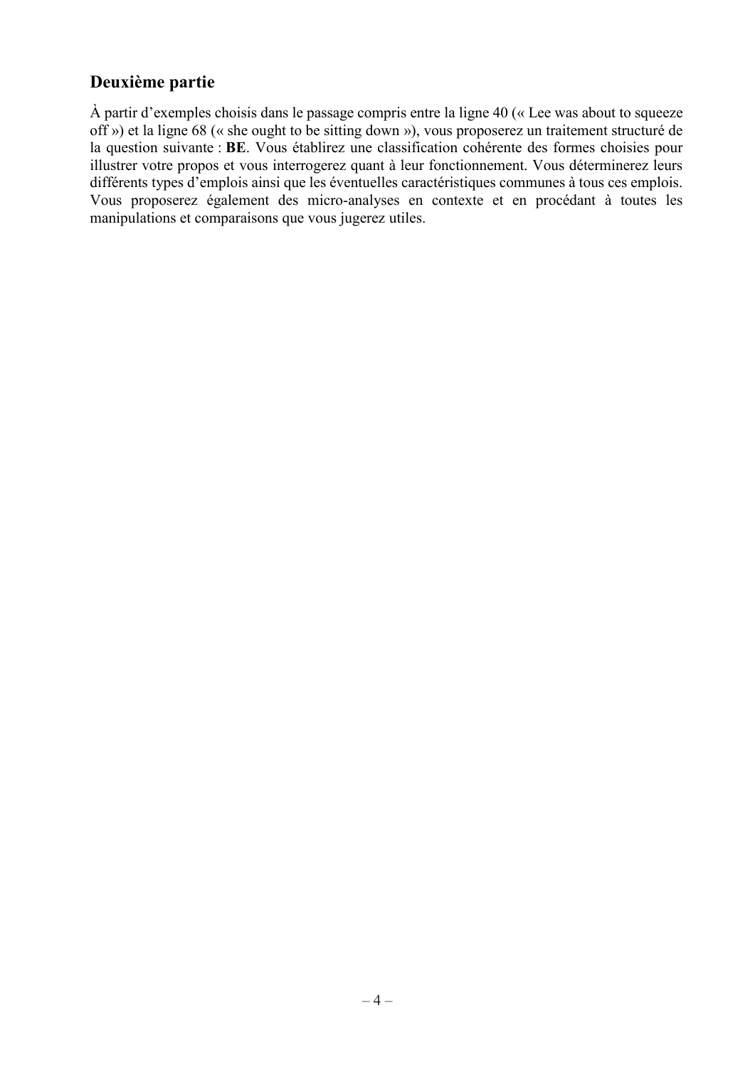## Deuxième partie

À partir d'exemples choisis dans le passage compris entre la ligne 40 (« Lee was about to squeeze off ») et la ligne 68 (« she ought to be sitting down »), vous proposerez un traitement structuré de la question suivante : **BE**. Vous établirez une classification cohérente des formes choisies pour illustrer votre propos et vous interrogerez quant à leur fonctionnement. Vous déterminerez leurs différents types d'emplois ainsi que les éventuelles caractéristiques communes à tous ces emplois. Vous proposerez également des micro-analyses en contexte et en procédant à toutes les manipulations et comparaisons que vous jugerez utiles.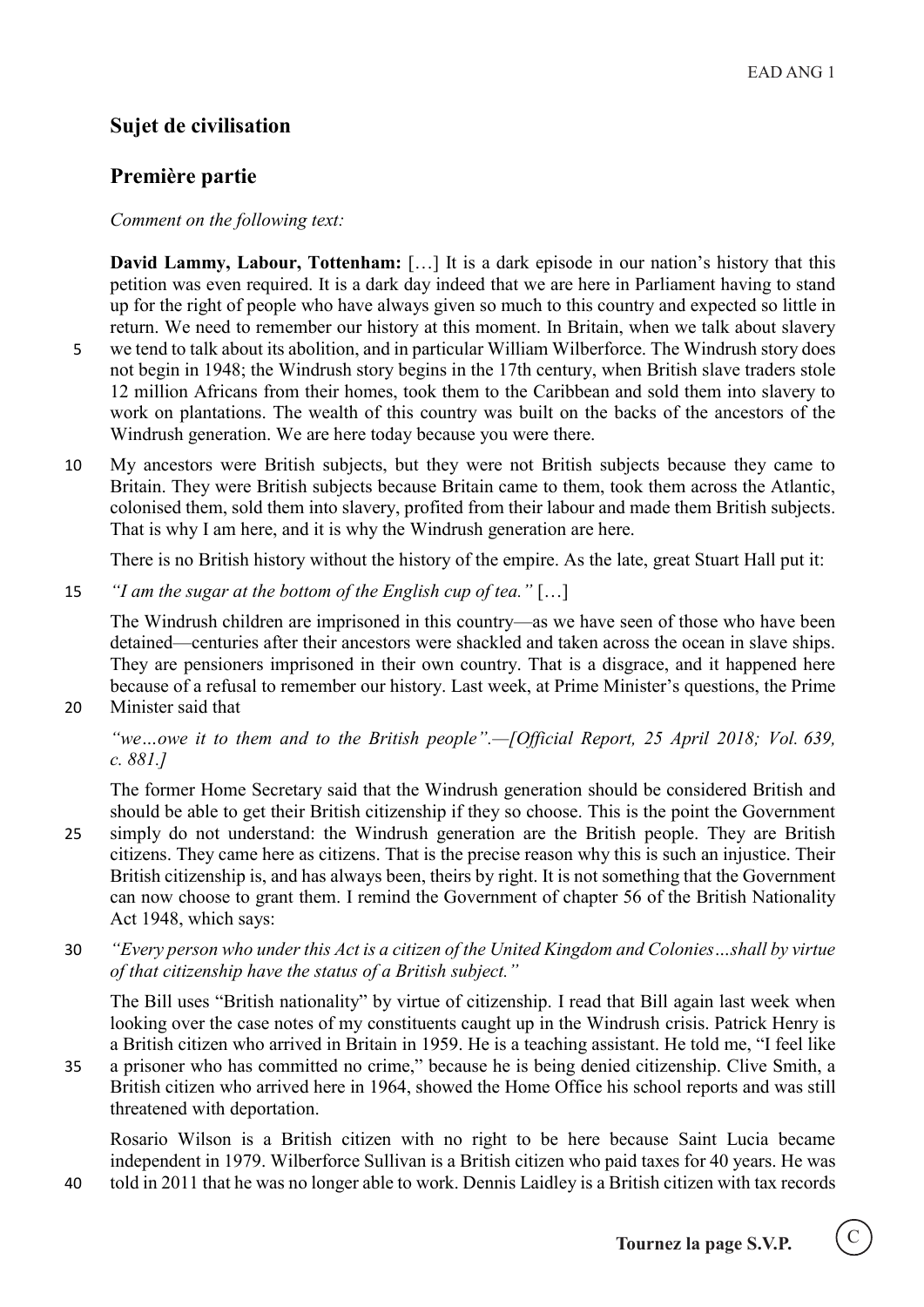## Sujet de civilisation

## Première partie

*Comment on the following text:*

**David Lammy, Labour, Tottenham:** […] It is a dark episode in our nation's history that this petition was even required. It is a dark day indeed that we are here in Parliament having to stand up for the right of people who have always given so much to this country and expected so little in return. We need to remember our history at this moment. In Britain, when we talk about slavery we tend to talk about its abolition, and in particular William Wilberforce. The Windrush story does not begin in 1948; the Windrush story begins in the 17th century, when British slave traders stole 12 million Africans from their homes, took them to the Caribbean and sold them into slavery to work on plantations. The wealth of this country was built on the backs of the ancestors of the Windrush generation. We are here today because you were there.

My ancestors were British subjects, but they were not British subjects because they came to Britain. They were British subjects because Britain came to them, took them across the Atlantic, colonised them, sold them into slavery, profited from their labour and made them British subjects. That is why I am here, and it is why the Windrush generation are here.

There is no British history without the history of the empire. As the late, great Stuart Hall put it:

*"I am the sugar at the bottom of the English cup of tea."* […]

The Windrush children are imprisoned in this country—as we have seen of those who have been detained—centuries after their ancestors were shackled and taken across the ocean in slave ships. They are pensioners imprisoned in their own country. That is a disgrace, and it happened here because of a refusal to remember our history. Last week, at Prime Minister's questions, the Prime Minister said that

*"we…owe it to them and to the British people".—[Official Report, 25 April 2018; Vol. 639, c. 881.]*

The former Home Secretary said that the Windrush generation should be considered British and should be able to get their British citizenship if they so choose. This is the point the Government simply do not understand: the Windrush generation are the British people. They are British citizens. They came here as citizens. That is the precise reason why this is such an injustice. Their British citizenship is, and has always been, theirs by right. It is not something that the Government can now choose to grant them. I remind the Government of chapter 56 of the British Nationality Act 1948, which says:

*"Every person who under this Act is a citizen of the United Kingdom and Colonies…shall by virtue of that citizenship have the status of a British subject."*

The Bill uses "British nationality" by virtue of citizenship. I read that Bill again last week when looking over the case notes of my constituents caught up in the Windrush crisis. Patrick Henry is a British citizen who arrived in Britain in 1959. He is a teaching assistant. He told me, "I feel like a prisoner who has committed no crime," because he is being denied citizenship. Clive Smith, a British citizen who arrived here in 1964, showed the Home Office his school reports and was still threatened with deportation.

Rosario Wilson is a British citizen with no right to be here because Saint Lucia became independent in 1979. Wilberforce Sullivan is a British citizen who paid taxes for 40 years. He was told in 2011 that he was no longer able to work. Dennis Laidley is a British citizen with tax records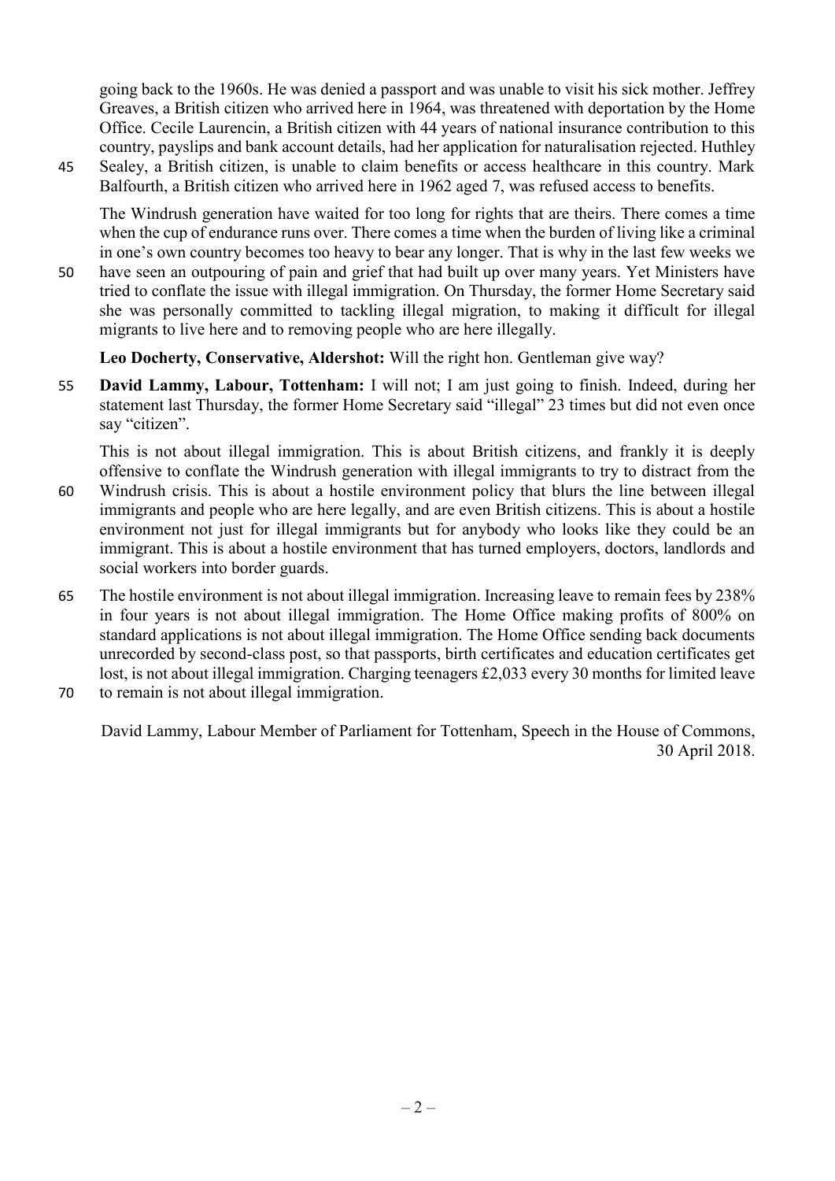going back to the 1960s. He was denied a passport and was unable to visit his sick mother. Jeffrey Greaves, a British citizen who arrived here in 1964, was threatened with deportation by the Home Office. Cecile Laurencin, a British citizen with 44 years of national insurance contribution to this country, payslips and bank account details, had her application for naturalisation rejected. Huthley Sealey, a British citizen, is unable to claim benefits or access healthcare in this country. Mark Balfourth, a British citizen who arrived here in 1962 aged 7, was refused access to benefits.

The Windrush generation have waited for too long for rights that are theirs. There comes a time when the cup of endurance runs over. There comes a time when the burden of living like a criminal in one's own country becomes too heavy to bear any longer. That is why in the last few weeks we have seen an outpouring of pain and grief that had built up over many years. Yet Ministers have tried to conflate the issue with illegal immigration. On Thursday, the former Home Secretary said she was personally committed to tackling illegal migration, to making it difficult for illegal migrants to live here and to removing people who are here illegally.

**Leo Docherty, Conservative, Aldershot:** Will the right hon. Gentleman give way?

**David Lammy, Labour, Tottenham:** I will not; I am just going to finish. Indeed, during her statement last Thursday, the former Home Secretary said "illegal" 23 times but did not even once say "citizen".

This is not about illegal immigration. This is about British citizens, and frankly it is deeply offensive to conflate the Windrush generation with illegal immigrants to try to distract from the Windrush crisis. This is about a hostile environment policy that blurs the line between illegal immigrants and people who are here legally, and are even British citizens. This is about a hostile environment not just for illegal immigrants but for anybody who looks like they could be an immigrant. This is about a hostile environment that has turned employers, doctors, landlords and social workers into border guards.

The hostile environment is not about illegal immigration. Increasing leave to remain fees by 238% in four years is not about illegal immigration. The Home Office making profits of 800% on standard applications is not about illegal immigration. The Home Office sending back documents unrecorded by second-class post, so that passports, birth certificates and education certificates get lost, is not about illegal immigration. Charging teenagers £2,033 every 30 months for limited leave to remain is not about illegal immigration.

David Lammy, Labour Member of Parliament for Tottenham, Speech in the House of Commons, 30 April 2018.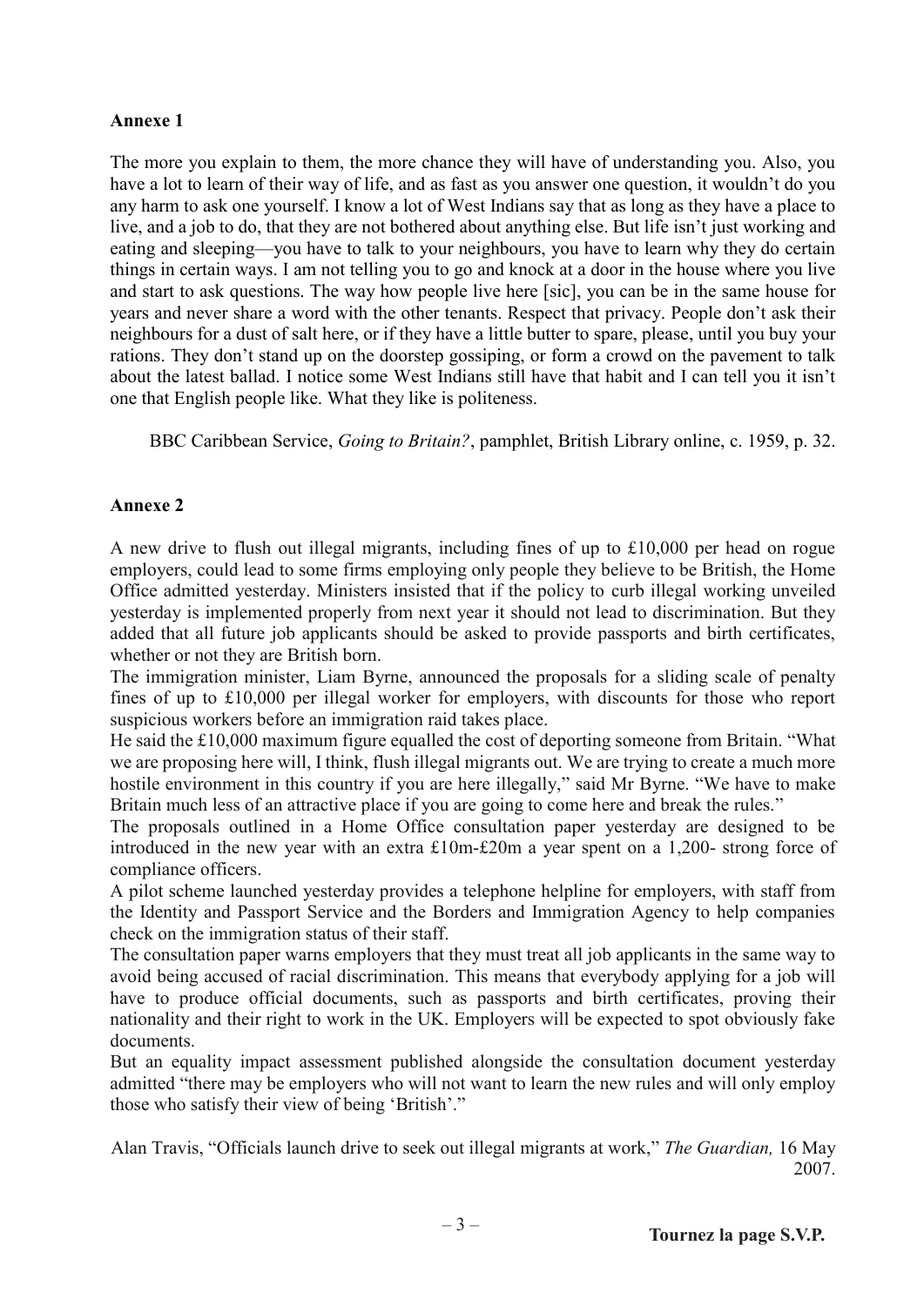**Annexe 1**

The more you explain to them, the more chance they will have of understanding you. Also, you have a lot to learn of their way of life, and as fast as you answer one question, it wouldn't do you any harm to ask one yourself. I know a lot of West Indians say that as long as they have a place to live, and a job to do, that they are not bothered about anything else. But life isn't just working and eating and sleeping—you have to talk to your neighbours, you have to learn why they do certain things in certain ways. I am not telling you to go and knock at a door in the house where you live and start to ask questions. The way how people live here [sic], you can be in the same house for years and never share a word with the other tenants. Respect that privacy. People don't ask their neighbours for a dust of salt here, or if they have a little butter to spare, please, until you buy your rations. They don't stand up on the doorstep gossiping, or form a crowd on the pavement to talk about the latest ballad. I notice some West Indians still have that habit and I can tell you it isn't one that English people like. What they like is politeness.

BBC Caribbean Service, *Going to Britain?*, pamphlet, British Library online, c. 1959, p. 32.

**Annexe 2**

A new drive to flush out illegal migrants, including fines of up to £10,000 per head on rogue employers, could lead to some firms employing only people they believe to be British, the Home Office admitted yesterday. Ministers insisted that if the policy to curb illegal working unveiled yesterday is implemented properly from next year it should not lead to discrimination. But they added that all future job applicants should be asked to provide passports and birth certificates, whether or not they are British born.

The immigration minister, Liam Byrne, announced the proposals for a sliding scale of penalty fines of up to £10,000 per illegal worker for employers, with discounts for those who report suspicious workers before an immigration raid takes place.

He said the £10,000 maximum figure equalled the cost of deporting someone from Britain. "What we are proposing here will, I think, flush illegal migrants out. We are trying to create a much more hostile environment in this country if you are here illegally," said Mr Byrne. "We have to make Britain much less of an attractive place if you are going to come here and break the rules."

The proposals outlined in a Home Office consultation paper yesterday are designed to be introduced in the new year with an extra £10m-£20m a year spent on a 1,200- strong force of compliance officers.

A pilot scheme launched yesterday provides a telephone helpline for employers, with staff from the Identity and Passport Service and the Borders and Immigration Agency to help companies check on the immigration status of their staff.

The consultation paper warns employers that they must treat all job applicants in the same way to avoid being accused of racial discrimination. This means that everybody applying for a job will have to produce official documents, such as passports and birth certificates, proving their nationality and their right to work in the UK. Employers will be expected to spot obviously fake documents.

But an equality impact assessment published alongside the consultation document yesterday admitted "there may be employers who will not want to learn the new rules and will only employ those who satisfy their view of being 'British'."

Alan Travis, "Officials launch drive to seek out illegal migrants at work," *The Guardian,* 16 May 2007.

**Tournez la page S.V.P.**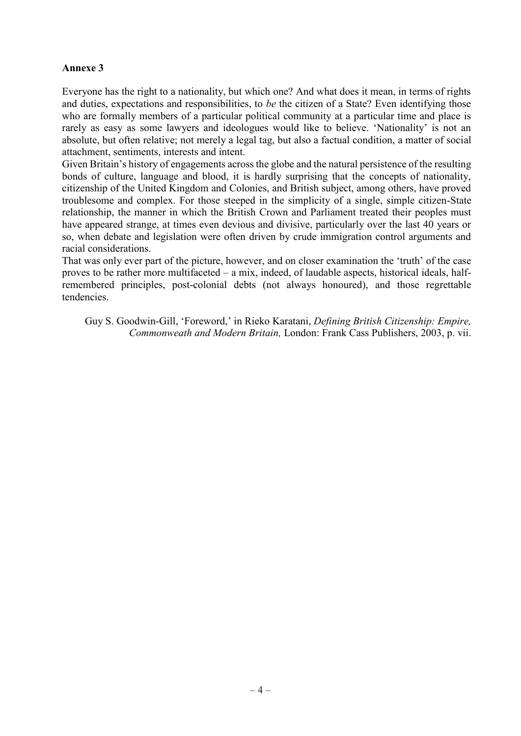**Annexe 3**

Everyone has the right to a nationality, but which one? And what does it mean, in terms of rights and duties, expectations and responsibilities, to *be* the citizen of a State? Even identifying those who are formally members of a particular political community at a particular time and place is rarely as easy as some lawyers and ideologues would like to believe. 'Nationality' is not an absolute, but often relative; not merely a legal tag, but also a factual condition, a matter of social attachment, sentiments, interests and intent.

Given Britain's history of engagements across the globe and the natural persistence of the resulting bonds of culture, language and blood, it is hardly surprising that the concepts of nationality, citizenship of the United Kingdom and Colonies, and British subject, among others, have proved troublesome and complex. For those steeped in the simplicity of a single, simple citizen-State relationship, the manner in which the British Crown and Parliament treated their peoples must have appeared strange, at times even devious and divisive, particularly over the last 40 years or so, when debate and legislation were often driven by crude immigration control arguments and racial considerations.

That was only ever part of the picture, however, and on closer examination the 'truth' of the case proves to be rather more multifaceted – a mix, indeed, of laudable aspects, historical ideals, half-remembered principles, post-colonial debts (not always honoured), and those regrettable tendencies.

Guy S. Goodwin-Gill, 'Foreword,' in Rieko Karatani, *Defining British Citizenship: Empire, Commonweath and Modern Britain,* London: Frank Cass Publishers, 2003, p. vii.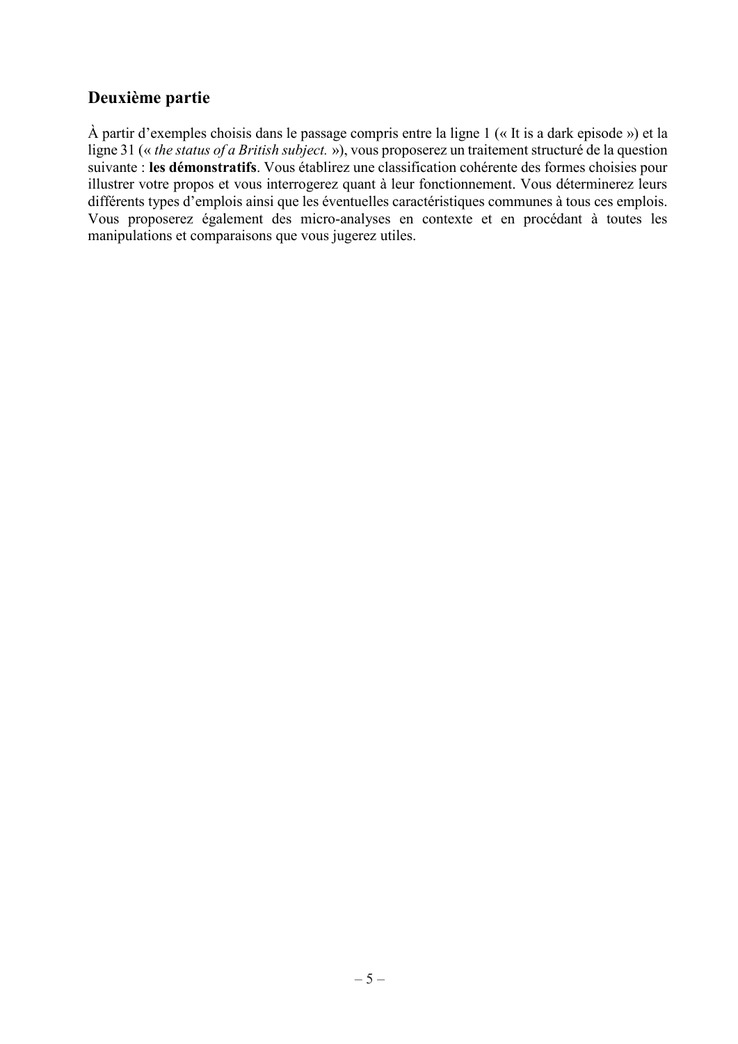## Deuxième partie

À partir d'exemples choisis dans le passage compris entre la ligne 1 (« It is a dark episode ») et la ligne 31 (« *the status of a British subject.* »), vous proposerez un traitement structuré de la question suivante : **les démonstratifs**. Vous établirez une classification cohérente des formes choisies pour illustrer votre propos et vous interrogerez quant à leur fonctionnement. Vous déterminerez leurs différents types d'emplois ainsi que les éventuelles caractéristiques communes à tous ces emplois. Vous proposerez également des micro-analyses en contexte et en procédant à toutes les manipulations et comparaisons que vous jugerez utiles.